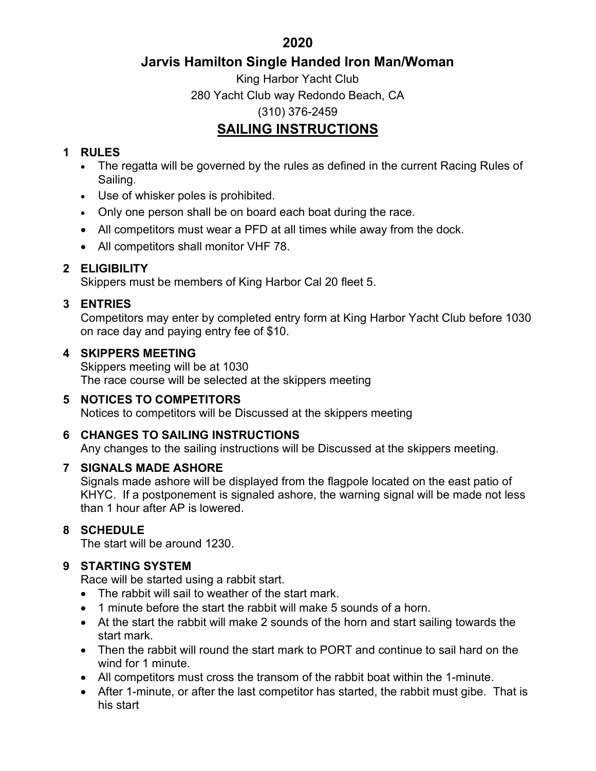# 2020

## Jarvis Hamilton Single Handed Iron Man/Woman

King Harbor Yacht Club

280 Yacht Club way Redondo Beach, CA

(310) 376-2459

## SAILING INSTRUCTIONS

### 1 RULES

- The regatta will be governed by the rules as defined in the current Racing Rules of Sailing.
- Use of whisker poles is prohibited.
- Only one person shall be on board each boat during the race.
- All competitors must wear a PFD at all times while away from the dock.
- All competitors shall monitor VHF 78.

### 2 ELIGIBILITY

Skippers must be members of King Harbor Cal 20 fleet 5.

### 3 ENTRIES

Competitors may enter by completed entry form at King Harbor Yacht Club before 1030 on race day and paying entry fee of $10.

### 4 SKIPPERS MEETING

Skippers meeting will be at 1030

The race course will be selected at the skippers meeting

### 5 NOTICES TO COMPETITORS

Notices to competitors will be Discussed at the skippers meeting

### 6 CHANGES TO SAILING INSTRUCTIONS

Any changes to the sailing instructions will be Discussed at the skippers meeting.

### 7 SIGNALS MADE ASHORE

Signals made ashore will be displayed from the flagpole located on the east patio of KHYC. If a postponement is signaled ashore, the warning signal will be made not less than 1 hour after AP is lowered.

### 8 SCHEDULE

The start will be around 1230.

### 9 STARTING SYSTEM

Race will be started using a rabbit start.

- The rabbit will sail to weather of the start mark.
- 1 minute before the start the rabbit will make 5 sounds of a horn.
- At the start the rabbit will make 2 sounds of the horn and start sailing towards the start mark.
- Then the rabbit will round the start mark to PORT and continue to sail hard on the wind for 1 minute.
- All competitors must cross the transom of the rabbit boat within the 1-minute.
- After 1-minute, or after the last competitor has started, the rabbit must gibe. That is his start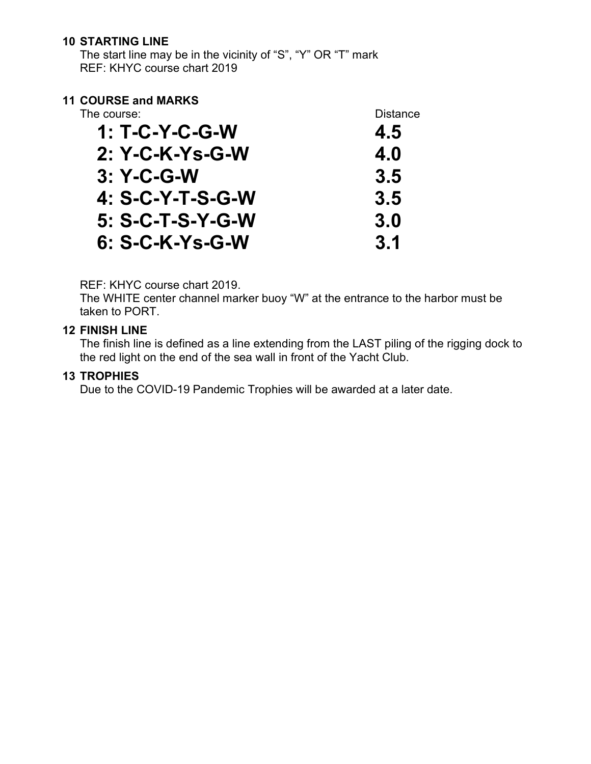## 10 STARTING LINE

The start line may be in the vicinity of "S", "Y" OR "T" mark
REF: KHYC course chart 2019

## 11 COURSE and MARKS

| The course: | Distance |
|---|---|
| **1: T-C-Y-C-G-W** | **4.5** |
| **2: Y-C-K-Ys-G-W** | **4.0** |
| **3: Y-C-G-W** | **3.5** |
| **4: S-C-Y-T-S-G-W** | **3.5** |
| **5: S-C-T-S-Y-G-W** | **3.0** |
| **6: S-C-K-Ys-G-W** | **3.1** |

REF: KHYC course chart 2019.
The WHITE center channel marker buoy "W" at the entrance to the harbor must be taken to PORT.

## 12 FINISH LINE

The finish line is defined as a line extending from the LAST piling of the rigging dock to the red light on the end of the sea wall in front of the Yacht Club.

## 13 TROPHIES

Due to the COVID-19 Pandemic Trophies will be awarded at a later date.